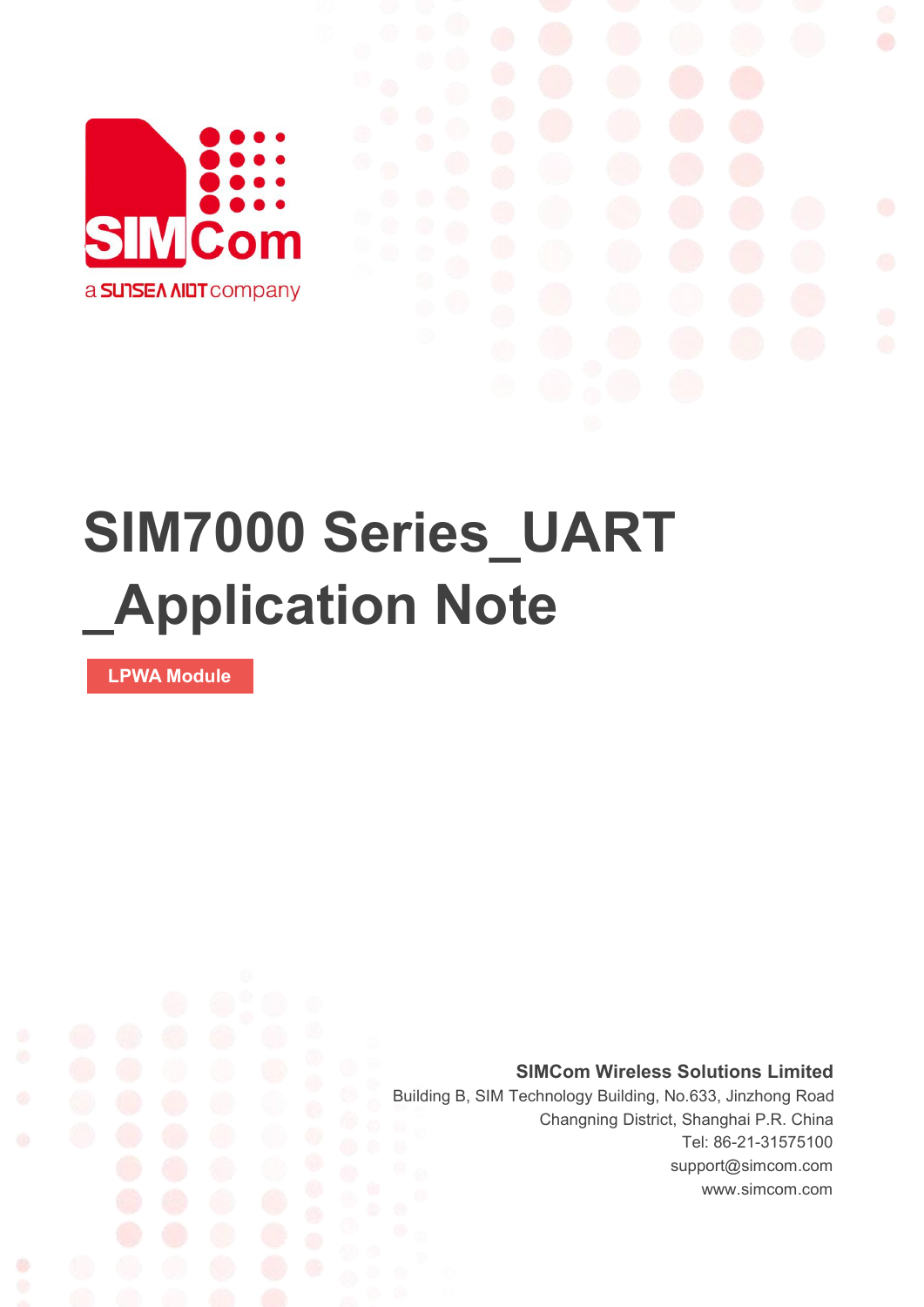SIMCom

a SUNSEA AIOT company

# SIM7000 Series_UART _Application Note

**LPWA Module**

**SIMCom Wireless Solutions Limited**

Building B, SIM Technology Building, No.633, Jinzhong Road

Changning District, Shanghai P.R. China

Tel: 86-21-31575100

support@simcom.com

www.simcom.com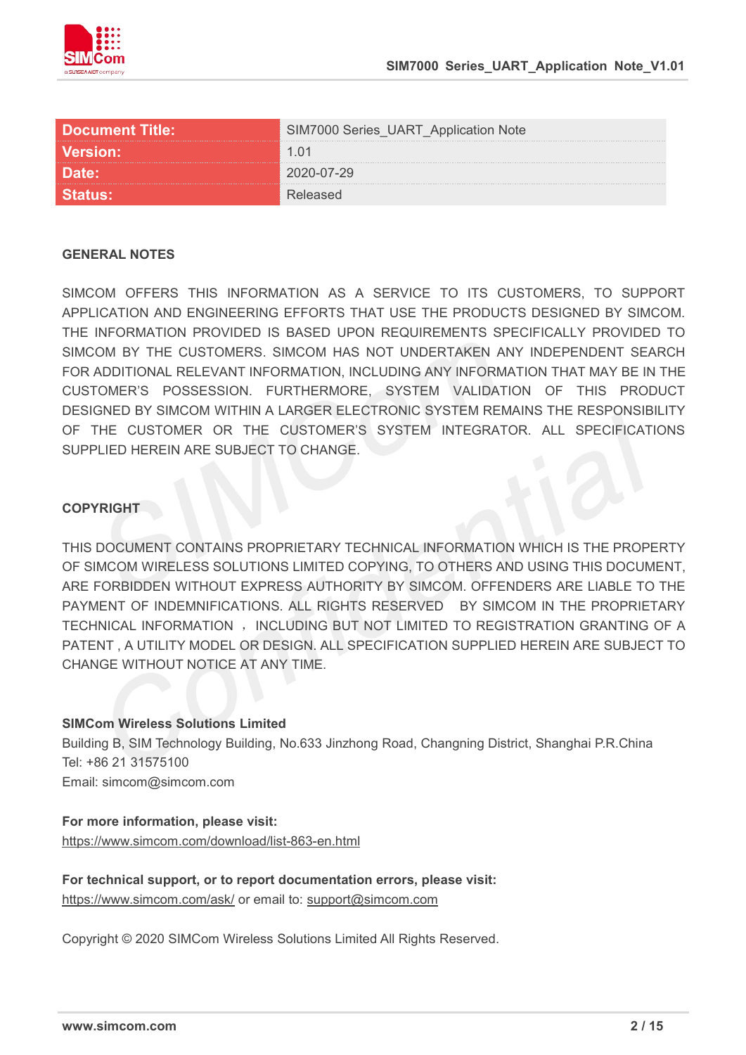| Document Title: | SIM7000 Series_UART_Application Note |
|---|---|
| Version: | 1.01 |
| Date: | 2020-07-29 |
| Status: | Released |

**GENERAL NOTES**

SIMCOM OFFERS THIS INFORMATION AS A SERVICE TO ITS CUSTOMERS, TO SUPPORT APPLICATION AND ENGINEERING EFFORTS THAT USE THE PRODUCTS DESIGNED BY SIMCOM. THE INFORMATION PROVIDED IS BASED UPON REQUIREMENTS SPECIFICALLY PROVIDED TO SIMCOM BY THE CUSTOMERS. SIMCOM HAS NOT UNDERTAKEN ANY INDEPENDENT SEARCH FOR ADDITIONAL RELEVANT INFORMATION, INCLUDING ANY INFORMATION THAT MAY BE IN THE CUSTOMER'S POSSESSION. FURTHERMORE, SYSTEM VALIDATION OF THIS PRODUCT DESIGNED BY SIMCOM WITHIN A LARGER ELECTRONIC SYSTEM REMAINS THE RESPONSIBILITY OF THE CUSTOMER OR THE CUSTOMER'S SYSTEM INTEGRATOR. ALL SPECIFICATIONS SUPPLIED HEREIN ARE SUBJECT TO CHANGE.

**COPYRIGHT**

THIS DOCUMENT CONTAINS PROPRIETARY TECHNICAL INFORMATION WHICH IS THE PROPERTY OF SIMCOM WIRELESS SOLUTIONS LIMITED COPYING, TO OTHERS AND USING THIS DOCUMENT, ARE FORBIDDEN WITHOUT EXPRESS AUTHORITY BY SIMCOM. OFFENDERS ARE LIABLE TO THE PAYMENT OF INDEMNIFICATIONS. ALL RIGHTS RESERVED BY SIMCOM IN THE PROPRIETARY TECHNICAL INFORMATION ， INCLUDING BUT NOT LIMITED TO REGISTRATION GRANTING OF A PATENT , A UTILITY MODEL OR DESIGN. ALL SPECIFICATION SUPPLIED HEREIN ARE SUBJECT TO CHANGE WITHOUT NOTICE AT ANY TIME.

**SIMCom Wireless Solutions Limited**
Building B, SIM Technology Building, No.633 Jinzhong Road, Changning District, Shanghai P.R.China
Tel: +86 21 31575100
Email: simcom@simcom.com

**For more information, please visit:**
https://www.simcom.com/download/list-863-en.html

**For technical support, or to report documentation errors, please visit:**
https://www.simcom.com/ask/ or email to: support@simcom.com

Copyright © 2020 SIMCom Wireless Solutions Limited All Rights Reserved.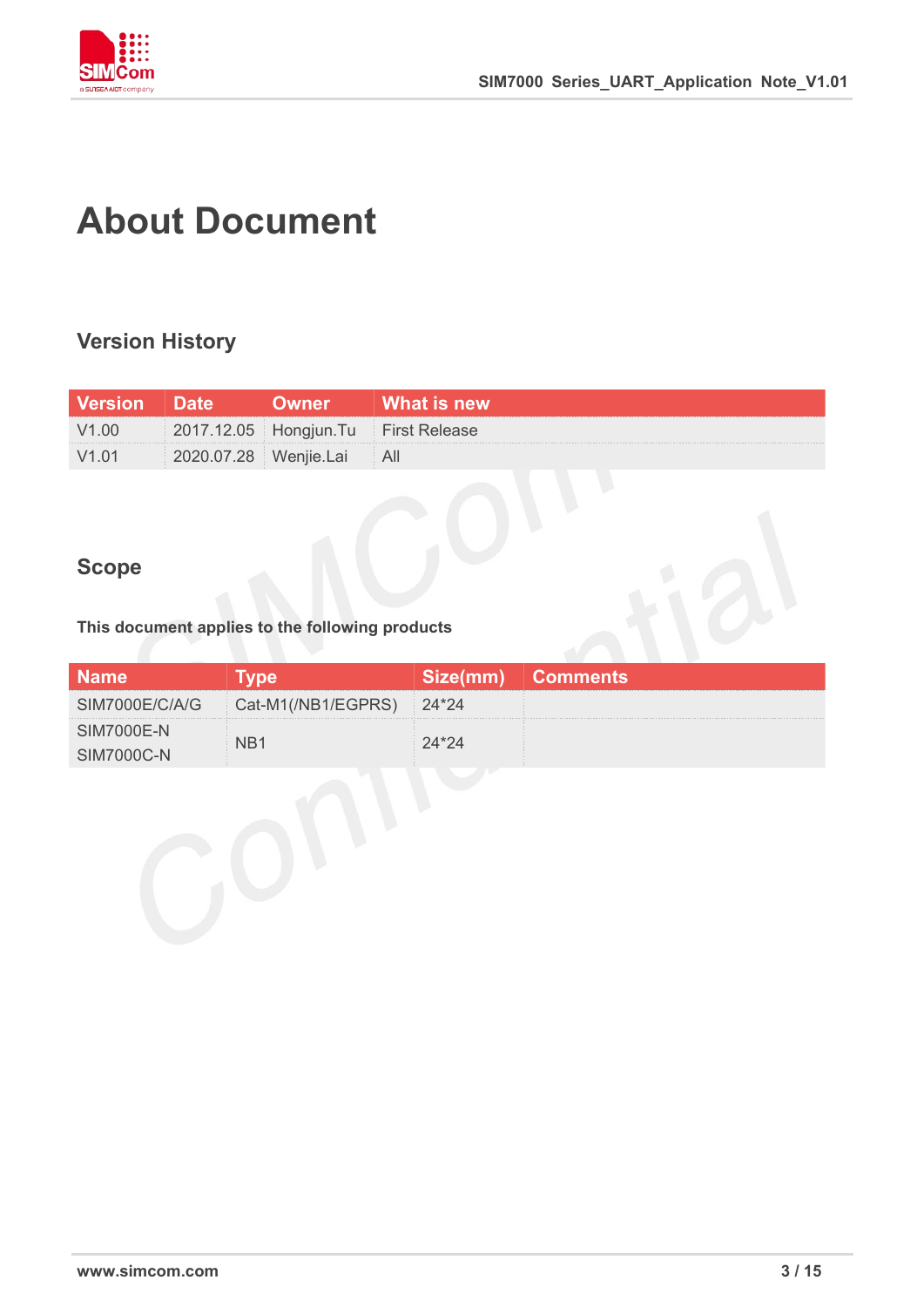# About Document

## Version History

| Version | Date | Owner | What is new |
|---|---|---|---|
| V1.00 | 2017.12.05 | Hongjun.Tu | First Release |
| V1.01 | 2020.07.28 | Wenjie.Lai | All |

## Scope

**This document applies to the following products**

| Name | Type | Size(mm) | Comments |
|---|---|---|---|
| SIM7000E/C/A/G | Cat-M1(/NB1/EGPRS) | 24*24 | |
| SIM7000E-N<br>SIM7000C-N | NB1 | 24*24 | |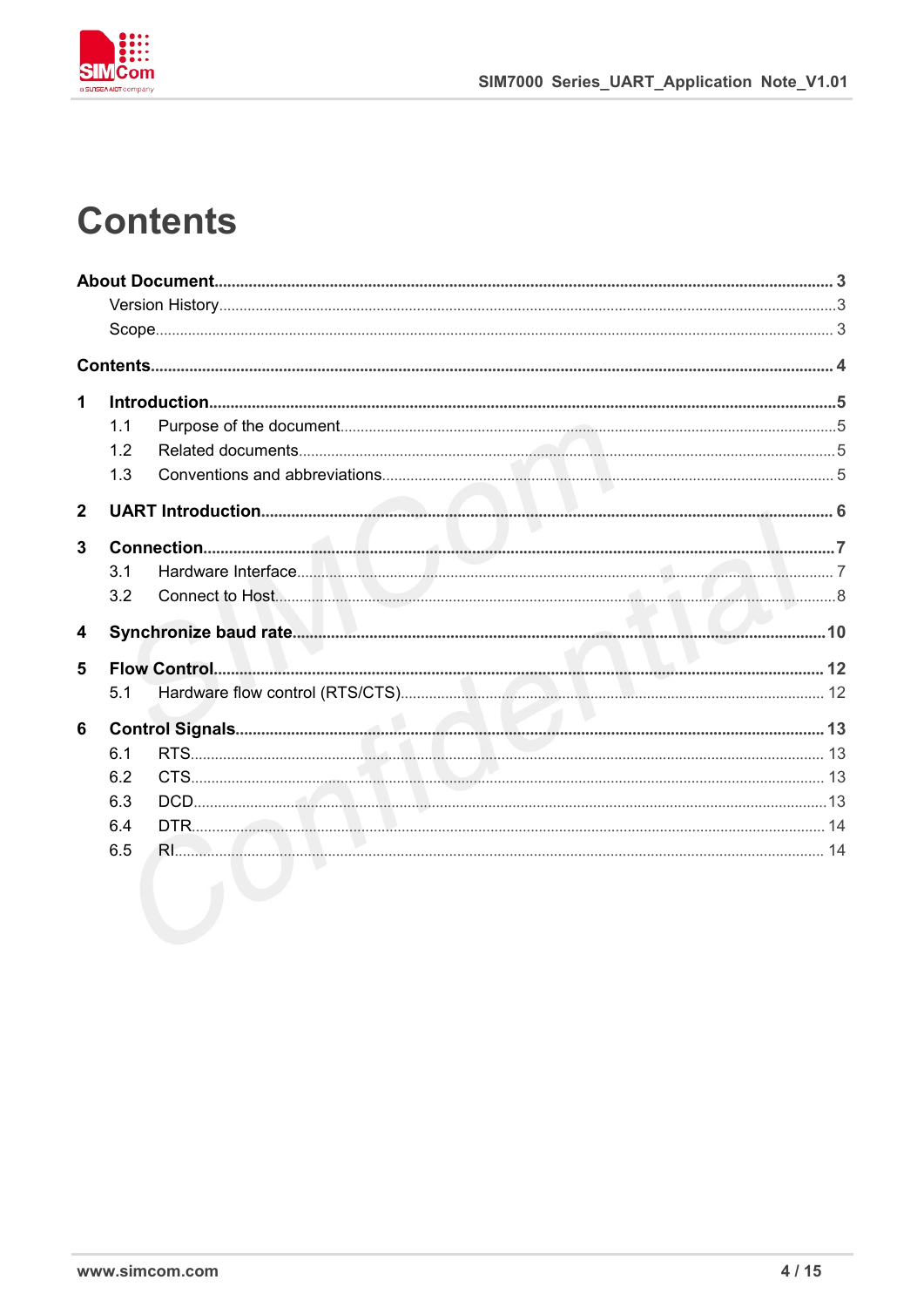# Contents

**About Document** .......... **3**

- Version History .......... 3
- Scope .......... 3

**Contents** .......... **4**

**1 Introduction** .......... **5**

- 1.1 Purpose of the document .......... 5
- 1.2 Related documents .......... 5
- 1.3 Conventions and abbreviations .......... 5

**2 UART Introduction** .......... **6**

**3 Connection** .......... **7**

- 3.1 Hardware Interface .......... 7
- 3.2 Connect to Host .......... 8

**4 Synchronize baud rate** .......... **10**

**5 Flow Control** .......... **12**

- 5.1 Hardware flow control (RTS/CTS) .......... 12

**6 Control Signals** .......... **13**

- 6.1 RTS .......... 13
- 6.2 CTS .......... 13
- 6.3 DCD .......... 13
- 6.4 DTR .......... 14
- 6.5 RI .......... 14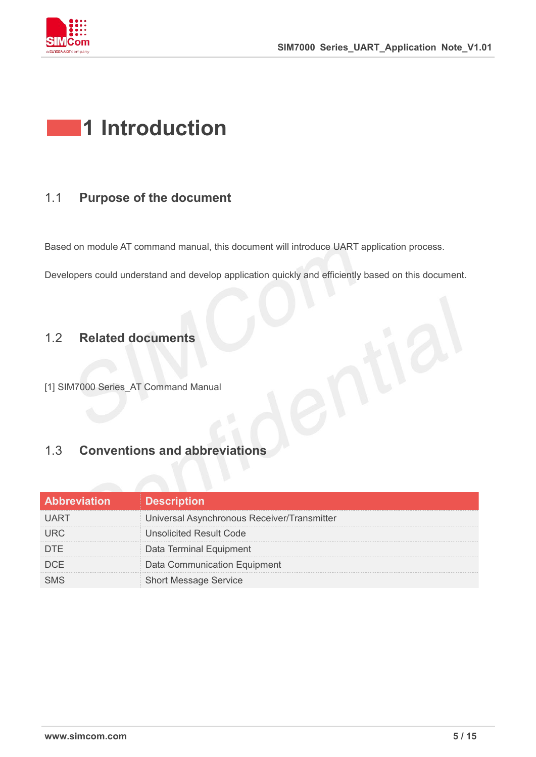# 1 Introduction

## 1.1 Purpose of the document

Based on module AT command manual, this document will introduce UART application process.

Developers could understand and develop application quickly and efficiently based on this document.

## 1.2 Related documents

[1] SIM7000 Series_AT Command Manual

## 1.3 Conventions and abbreviations

| Abbreviation | Description |
| --- | --- |
| UART | Universal Asynchronous Receiver/Transmitter |
| URC | Unsolicited Result Code |
| DTE | Data Terminal Equipment |
| DCE | Data Communication Equipment |
| SMS | Short Message Service |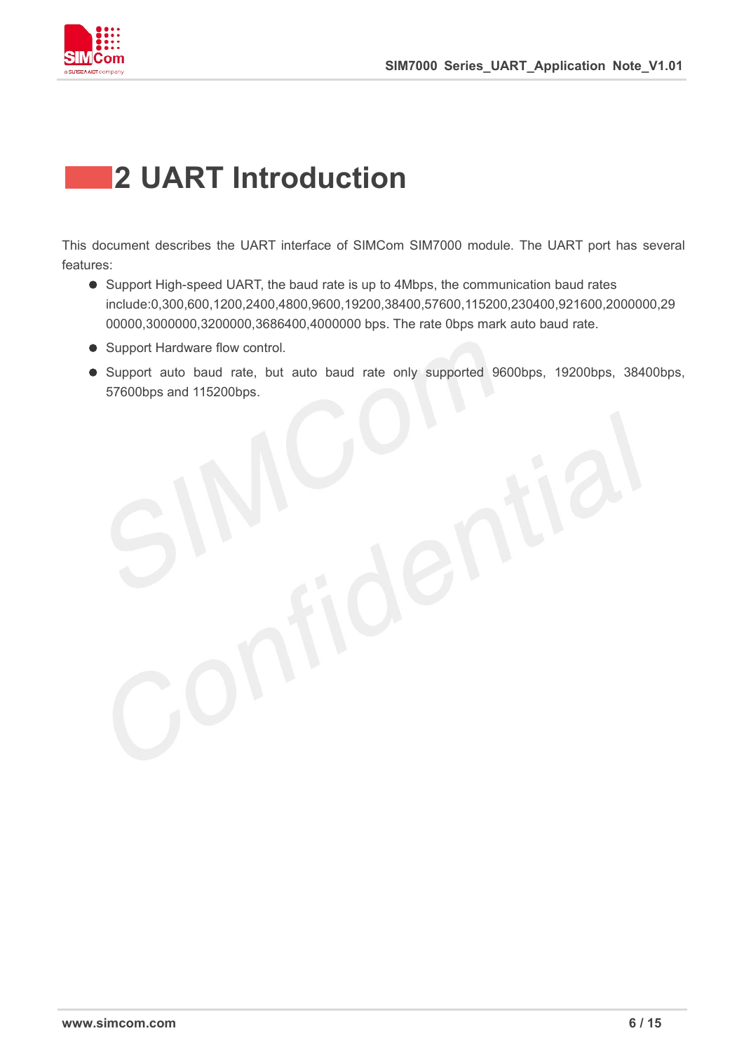# 2 UART Introduction

This document describes the UART interface of SIMCom SIM7000 module. The UART port has several features:

- Support High-speed UART, the baud rate is up to 4Mbps, the communication baud rates include:0,300,600,1200,2400,4800,9600,19200,38400,57600,115200,230400,921600,2000000,2900000,3000000,3200000,3686400,4000000 bps. The rate 0bps mark auto baud rate.
- Support Hardware flow control.
- Support auto baud rate, but auto baud rate only supported 9600bps, 19200bps, 38400bps, 57600bps and 115200bps.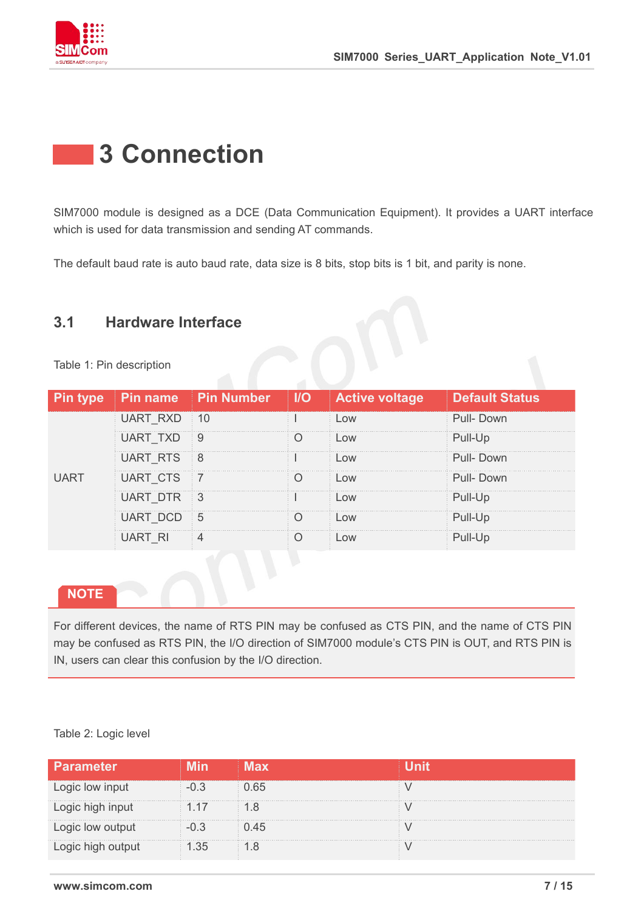# 3 Connection

SIM7000 module is designed as a DCE (Data Communication Equipment). It provides a UART interface which is used for data transmission and sending AT commands.

The default baud rate is auto baud rate, data size is 8 bits, stop bits is 1 bit, and parity is none.

## 3.1 Hardware Interface

Table 1: Pin description

| Pin type | Pin name | Pin Number | I/O | Active voltage | Default Status |
|---|---|---|---|---|---|
| UART | UART_RXD | 10 | I | Low | Pull- Down |
| | UART_TXD | 9 | O | Low | Pull-Up |
| | UART_RTS | 8 | I | Low | Pull- Down |
| | UART_CTS | 7 | O | Low | Pull- Down |
| | UART_DTR | 3 | I | Low | Pull-Up |
| | UART_DCD | 5 | O | Low | Pull-Up |
| | UART_RI | 4 | O | Low | Pull-Up |

**NOTE**

For different devices, the name of RTS PIN may be confused as CTS PIN, and the name of CTS PIN may be confused as RTS PIN, the I/O direction of SIM7000 module's CTS PIN is OUT, and RTS PIN is IN, users can clear this confusion by the I/O direction.

Table 2: Logic level

| Parameter | Min | Max | Unit |
|---|---|---|---|
| Logic low input | -0.3 | 0.65 | V |
| Logic high input | 1.17 | 1.8 | V |
| Logic low output | -0.3 | 0.45 | V |
| Logic high output | 1.35 | 1.8 | V |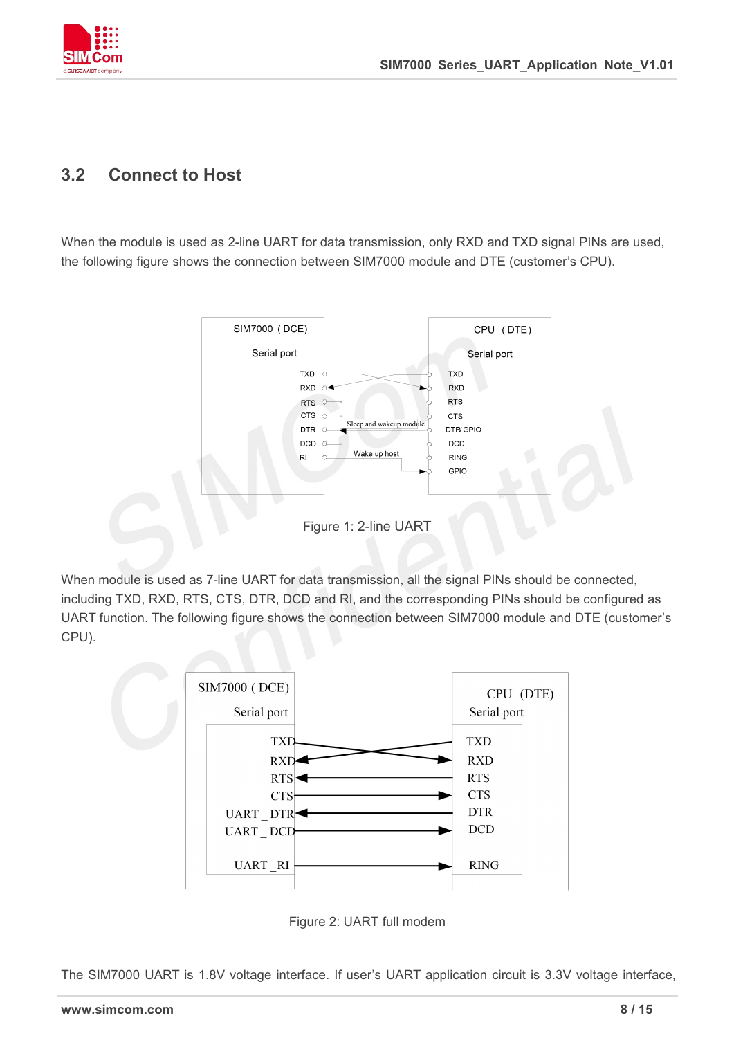## 3.2 Connect to Host

When the module is used as 2-line UART for data transmission, only RXD and TXD signal PINs are used, the following figure shows the connection between SIM7000 module and DTE (customer's CPU).

Figure 1: 2-line UART

When module is used as 7-line UART for data transmission, all the signal PINs should be connected, including TXD, RXD, RTS, CTS, DTR, DCD and RI, and the corresponding PINs should be configured as UART function. The following figure shows the connection between SIM7000 module and DTE (customer's CPU).

Figure 2: UART full modem

The SIM7000 UART is 1.8V voltage interface. If user's UART application circuit is 3.3V voltage interface,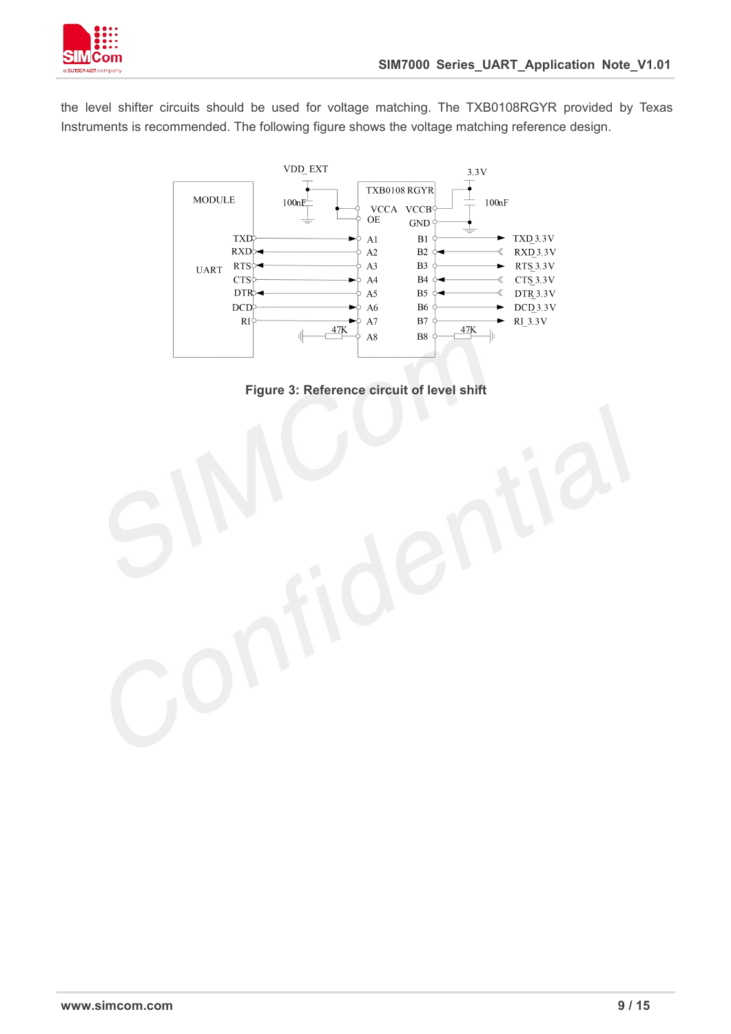the level shifter circuits should be used for voltage matching. The TXB0108RGYR provided by Texas Instruments is recommended. The following figure shows the voltage matching reference design.

**Figure 3: Reference circuit of level shift**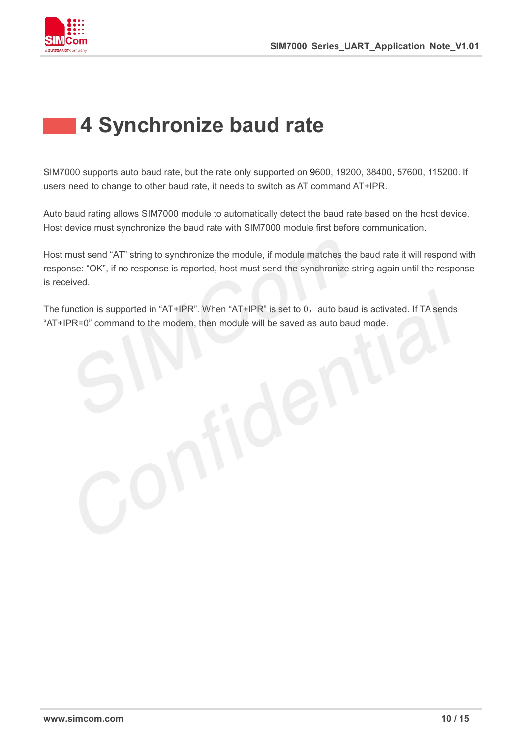# 4 Synchronize baud rate

SIM7000 supports auto baud rate, but the rate only supported on 9600, 19200, 38400, 57600, 115200. If users need to change to other baud rate, it needs to switch as AT command AT+IPR.

Auto baud rating allows SIM7000 module to automatically detect the baud rate based on the host device. Host device must synchronize the baud rate with SIM7000 module first before communication.

Host must send “AT” string to synchronize the module, if module matches the baud rate it will respond with response: “OK”, if no response is reported, host must send the synchronize string again until the response is received.

The function is supported in “AT+IPR”. When “AT+IPR” is set to 0，auto baud is activated. If TA sends “AT+IPR=0” command to the modem, then module will be saved as auto baud mode.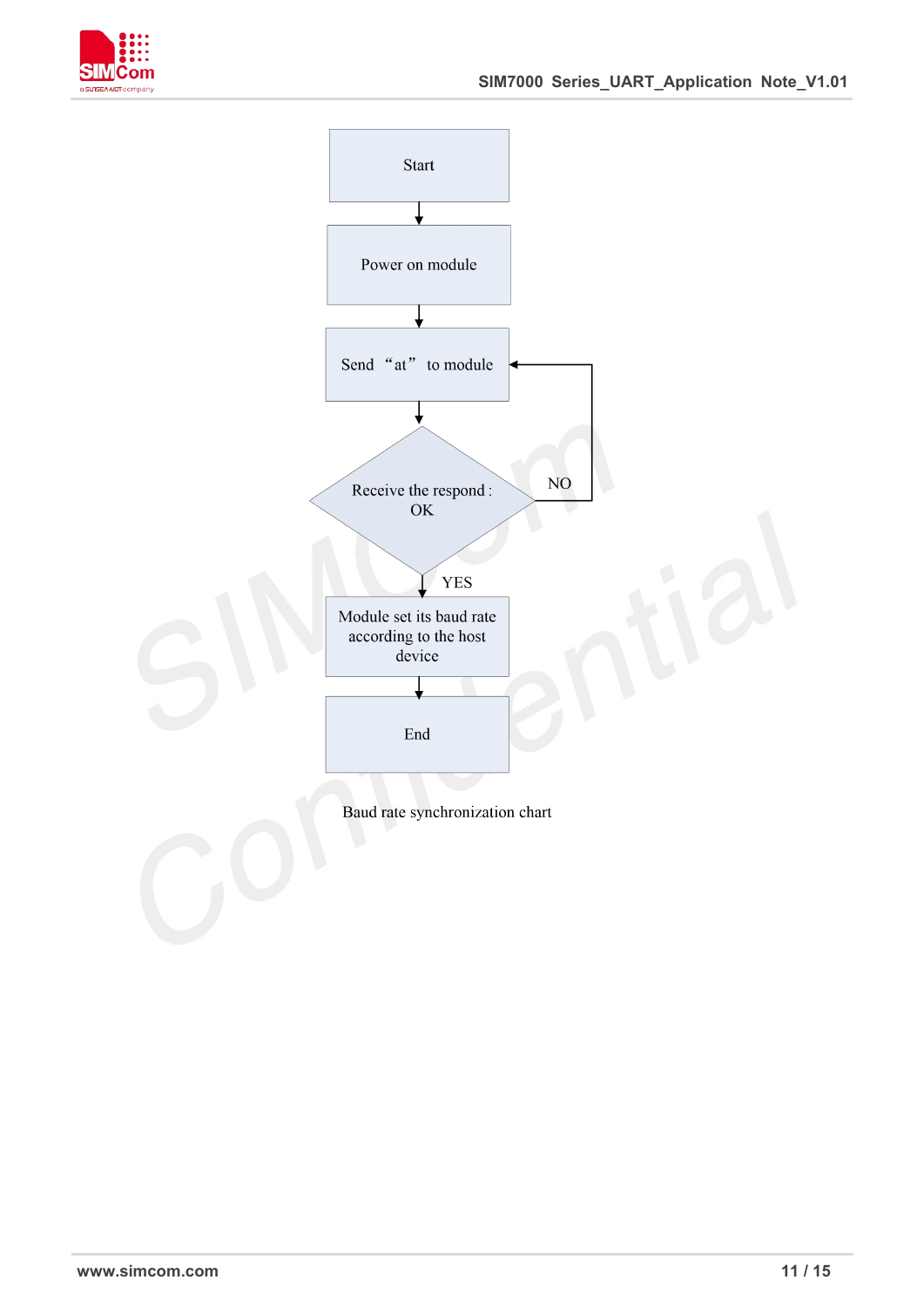Start

Power on module

Send "at" to module

Receive the respond : OK

NO

YES

Module set its baud rate according to the host device

End

Baud rate synchronization chart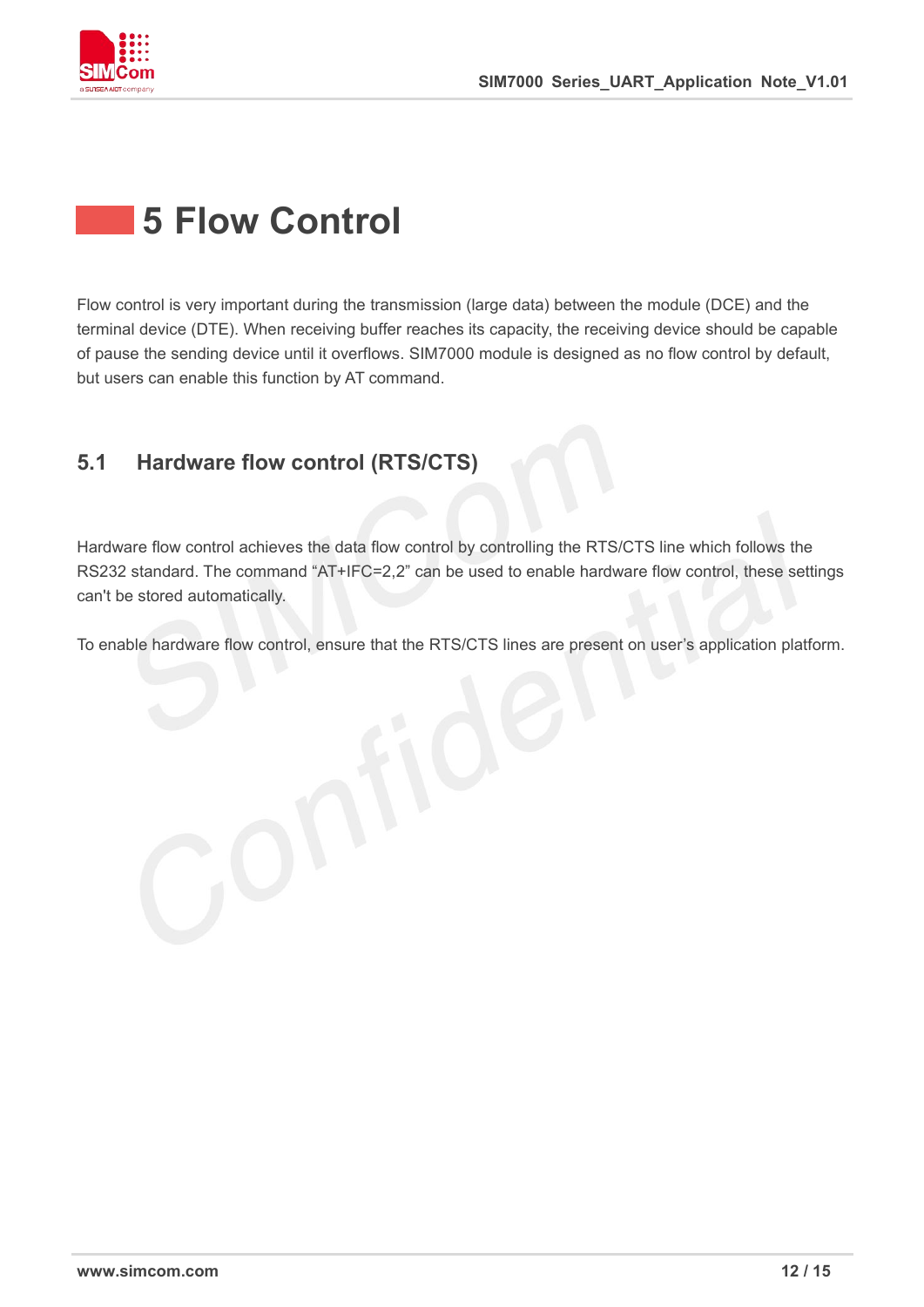# 5 Flow Control

Flow control is very important during the transmission (large data) between the module (DCE) and the terminal device (DTE). When receiving buffer reaches its capacity, the receiving device should be capable of pause the sending device until it overflows. SIM7000 module is designed as no flow control by default, but users can enable this function by AT command.

## 5.1 Hardware flow control (RTS/CTS)

Hardware flow control achieves the data flow control by controlling the RTS/CTS line which follows the RS232 standard. The command “AT+IFC=2,2” can be used to enable hardware flow control, these settings can't be stored automatically.

To enable hardware flow control, ensure that the RTS/CTS lines are present on user’s application platform.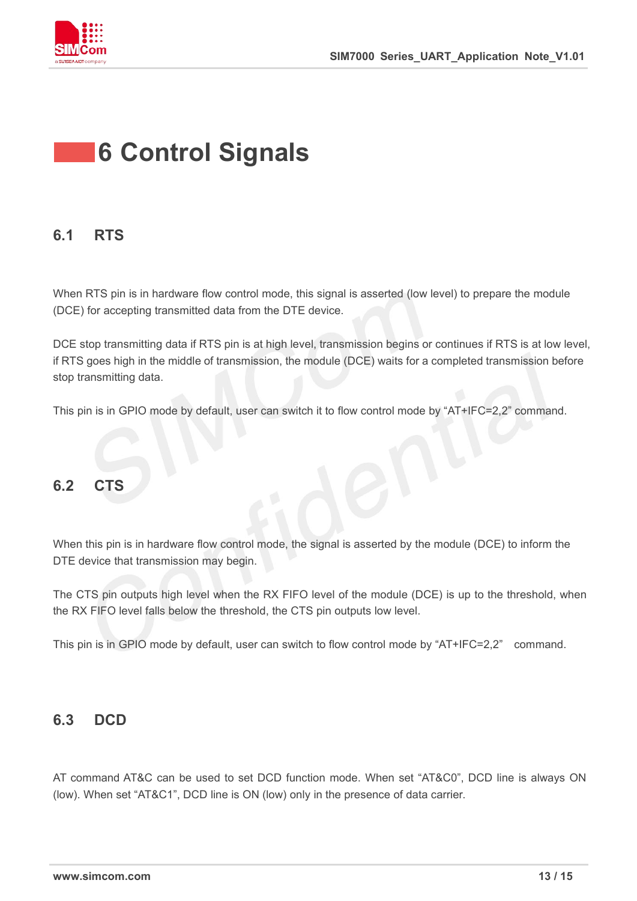# 6 Control Signals

## 6.1 RTS

When RTS pin is in hardware flow control mode, this signal is asserted (low level) to prepare the module (DCE) for accepting transmitted data from the DTE device.

DCE stop transmitting data if RTS pin is at high level, transmission begins or continues if RTS is at low level, if RTS goes high in the middle of transmission, the module (DCE) waits for a completed transmission before stop transmitting data.

This pin is in GPIO mode by default, user can switch it to flow control mode by "AT+IFC=2,2" command.

## 6.2 CTS

When this pin is in hardware flow control mode, the signal is asserted by the module (DCE) to inform the DTE device that transmission may begin.

The CTS pin outputs high level when the RX FIFO level of the module (DCE) is up to the threshold, when the RX FIFO level falls below the threshold, the CTS pin outputs low level.

This pin is in GPIO mode by default, user can switch to flow control mode by "AT+IFC=2,2" command.

## 6.3 DCD

AT command AT&C can be used to set DCD function mode. When set "AT&C0", DCD line is always ON (low). When set "AT&C1", DCD line is ON (low) only in the presence of data carrier.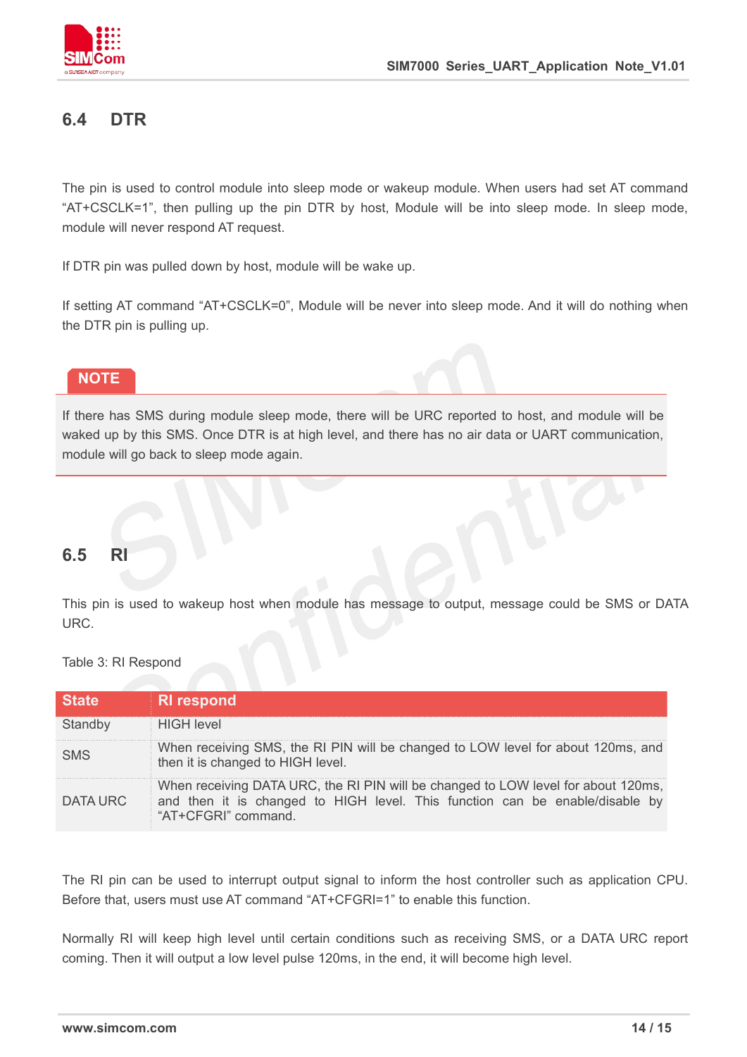## 6.4 DTR

The pin is used to control module into sleep mode or wakeup module. When users had set AT command "AT+CSCLK=1", then pulling up the pin DTR by host, Module will be into sleep mode. In sleep mode, module will never respond AT request.

If DTR pin was pulled down by host, module will be wake up.

If setting AT command "AT+CSCLK=0", Module will be never into sleep mode. And it will do nothing when the DTR pin is pulling up.

**NOTE**

If there has SMS during module sleep mode, there will be URC reported to host, and module will be waked up by this SMS. Once DTR is at high level, and there has no air data or UART communication, module will go back to sleep mode again.

## 6.5 RI

This pin is used to wakeup host when module has message to output, message could be SMS or DATA URC.

Table 3: RI Respond

| State | RI respond |
|---|---|
| Standby | HIGH level |
| SMS | When receiving SMS, the RI PIN will be changed to LOW level for about 120ms, and then it is changed to HIGH level. |
| DATA URC | When receiving DATA URC, the RI PIN will be changed to LOW level for about 120ms, and then it is changed to HIGH level. This function can be enable/disable by "AT+CFGRI" command. |

The RI pin can be used to interrupt output signal to inform the host controller such as application CPU. Before that, users must use AT command "AT+CFGRI=1" to enable this function.

Normally RI will keep high level until certain conditions such as receiving SMS, or a DATA URC report coming. Then it will output a low level pulse 120ms, in the end, it will become high level.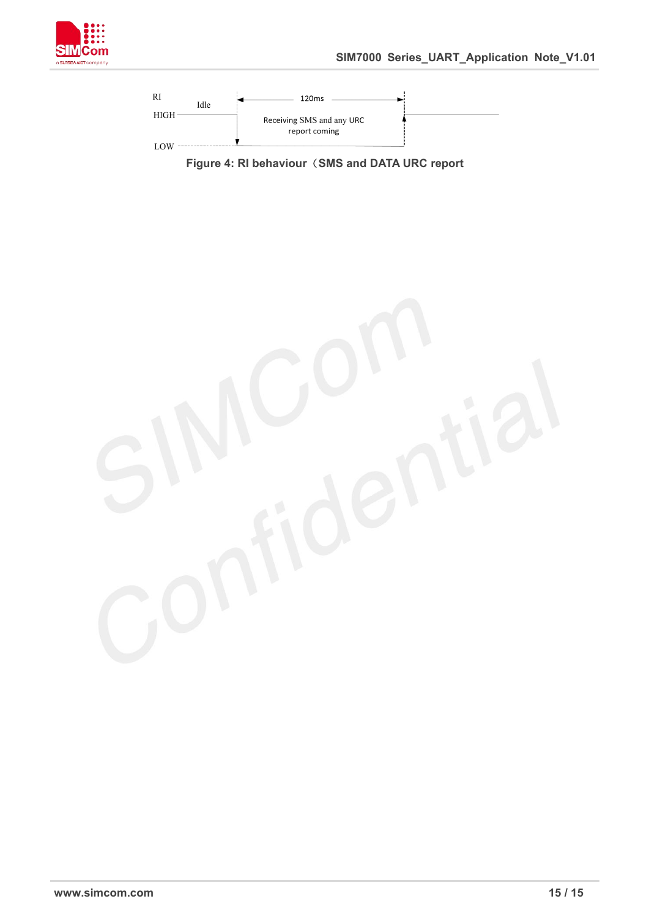RI

Idle

HIGH

LOW

120ms

Receiving SMS and any URC report coming

Figure 4: RI behaviour（SMS and DATA URC report